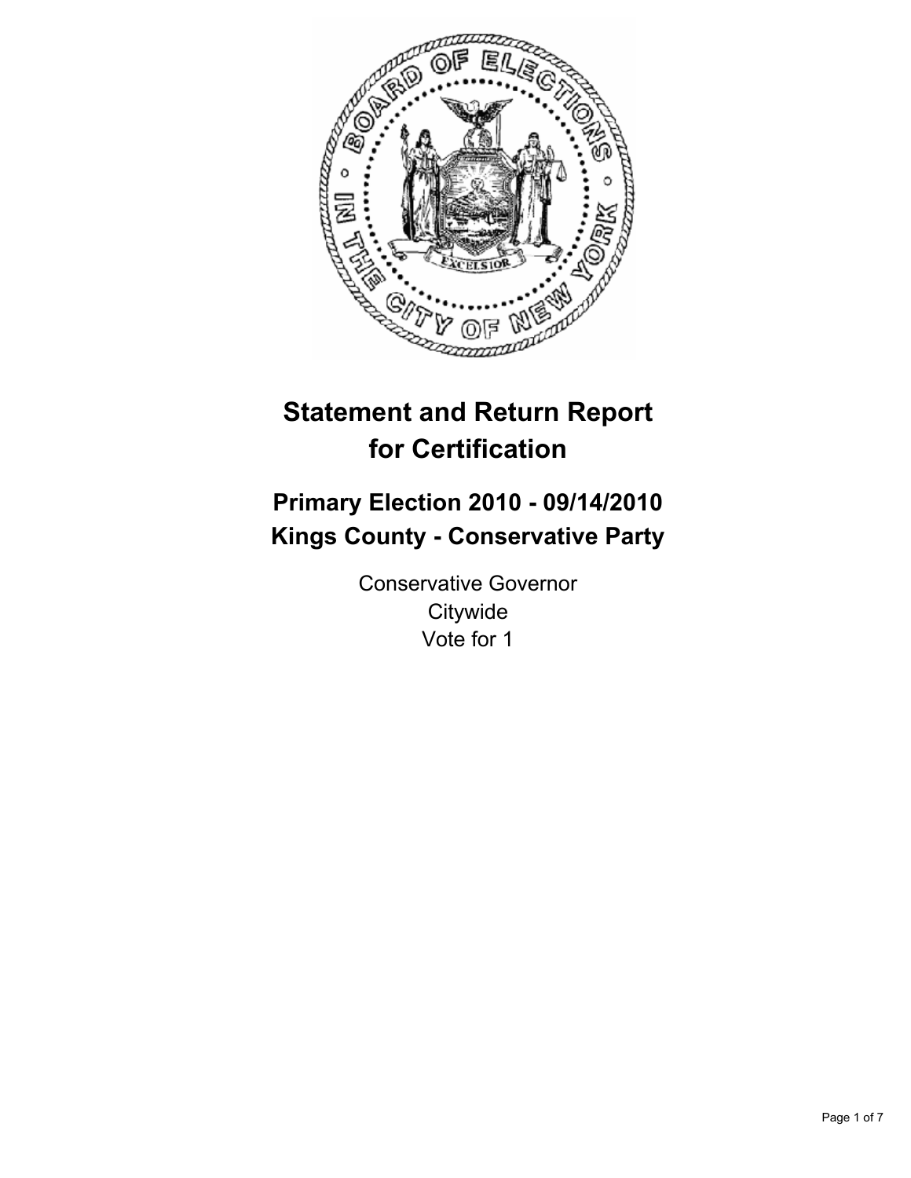# Statement and Return Report for Certification

## Primary Election 2010 - 09/14/2010
## Kings County - Conservative Party

Conservative Governor
Citywide
Vote for 1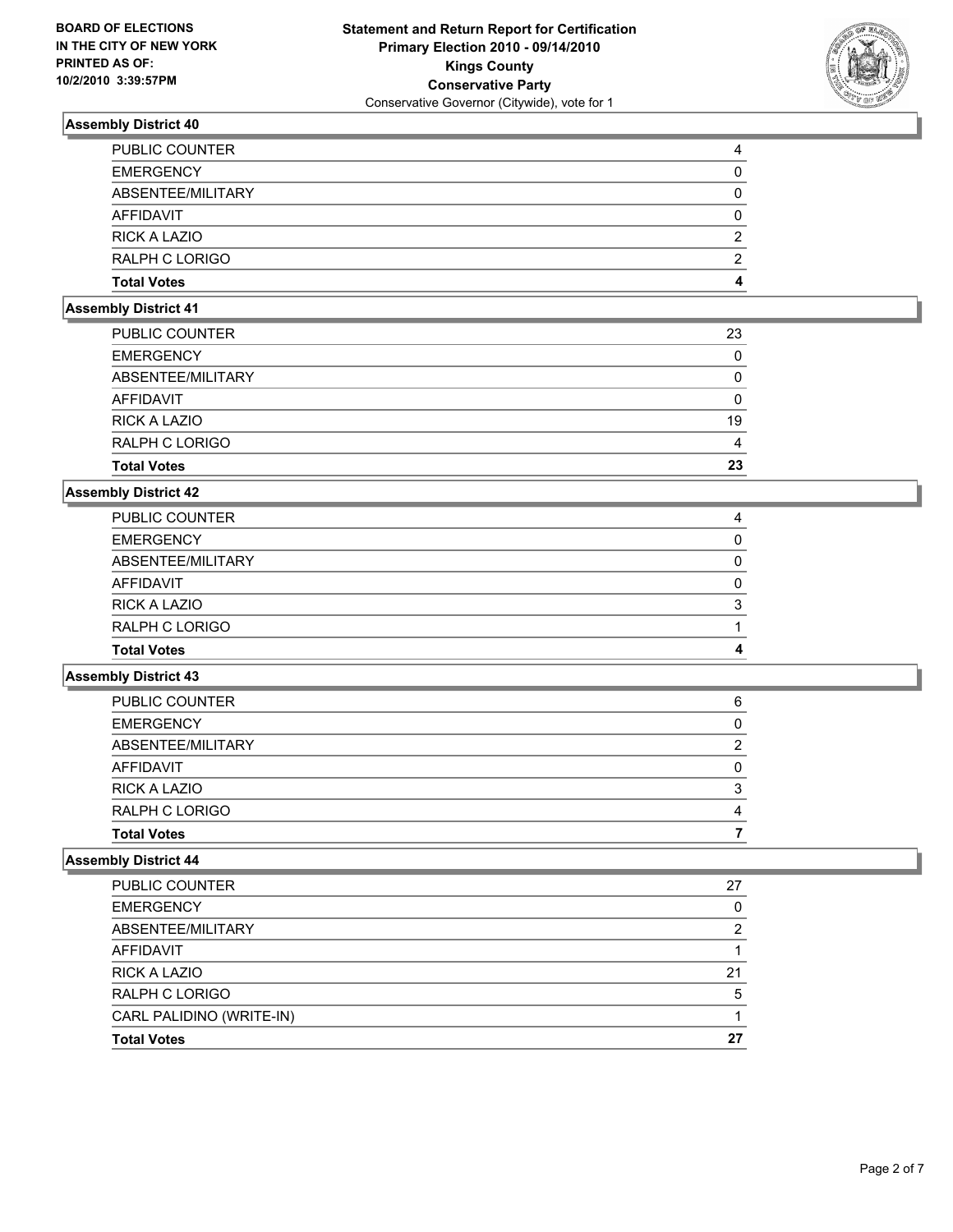**BOARD OF ELECTIONS IN THE CITY OF NEW YORK PRINTED AS OF: 10/2/2010 3:39:57PM**

**Statement and Return Report for Certification Primary Election 2010 - 09/14/2010 Kings County Conservative Party**
Conservative Governor (Citywide), vote for 1

### Assembly District 40

| | |
|---|---|
| PUBLIC COUNTER | 4 |
| EMERGENCY | 0 |
| ABSENTEE/MILITARY | 0 |
| AFFIDAVIT | 0 |
| RICK A LAZIO | 2 |
| RALPH C LORIGO | 2 |
| **Total Votes** | **4** |

### Assembly District 41

| | |
|---|---|
| PUBLIC COUNTER | 23 |
| EMERGENCY | 0 |
| ABSENTEE/MILITARY | 0 |
| AFFIDAVIT | 0 |
| RICK A LAZIO | 19 |
| RALPH C LORIGO | 4 |
| **Total Votes** | **23** |

### Assembly District 42

| | |
|---|---|
| PUBLIC COUNTER | 4 |
| EMERGENCY | 0 |
| ABSENTEE/MILITARY | 0 |
| AFFIDAVIT | 0 |
| RICK A LAZIO | 3 |
| RALPH C LORIGO | 1 |
| **Total Votes** | **4** |

### Assembly District 43

| | |
|---|---|
| PUBLIC COUNTER | 6 |
| EMERGENCY | 0 |
| ABSENTEE/MILITARY | 2 |
| AFFIDAVIT | 0 |
| RICK A LAZIO | 3 |
| RALPH C LORIGO | 4 |
| **Total Votes** | **7** |

### Assembly District 44

| | |
|---|---|
| PUBLIC COUNTER | 27 |
| EMERGENCY | 0 |
| ABSENTEE/MILITARY | 2 |
| AFFIDAVIT | 1 |
| RICK A LAZIO | 21 |
| RALPH C LORIGO | 5 |
| CARL PALIDINO (WRITE-IN) | 1 |
| **Total Votes** | **27** |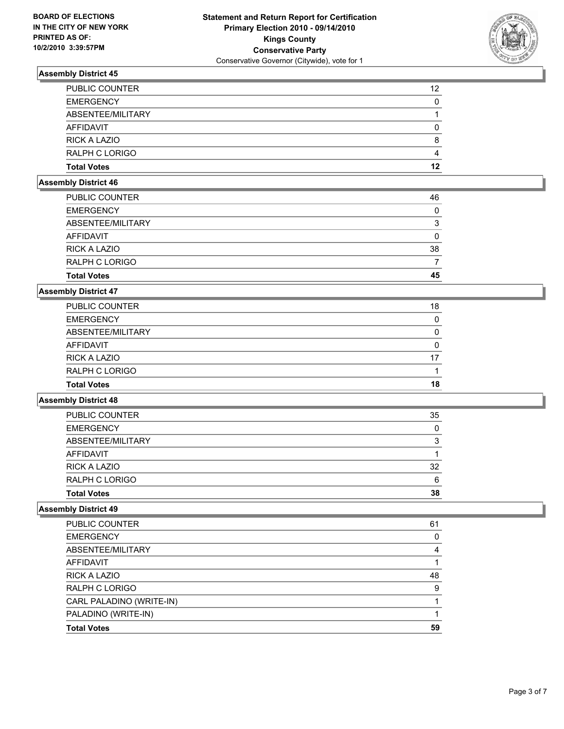**BOARD OF ELECTIONS IN THE CITY OF NEW YORK PRINTED AS OF: 10/2/2010 3:39:57PM**

**Statement and Return Report for Certification Primary Election 2010 - 09/14/2010 Kings County Conservative Party**

Conservative Governor (Citywide), vote for 1

### Assembly District 45

| | |
|---|---|
| PUBLIC COUNTER | 12 |
| EMERGENCY | 0 |
| ABSENTEE/MILITARY | 1 |
| AFFIDAVIT | 0 |
| RICK A LAZIO | 8 |
| RALPH C LORIGO | 4 |
| **Total Votes** | **12** |

### Assembly District 46

| | |
|---|---|
| PUBLIC COUNTER | 46 |
| EMERGENCY | 0 |
| ABSENTEE/MILITARY | 3 |
| AFFIDAVIT | 0 |
| RICK A LAZIO | 38 |
| RALPH C LORIGO | 7 |
| **Total Votes** | **45** |

### Assembly District 47

| | |
|---|---|
| PUBLIC COUNTER | 18 |
| EMERGENCY | 0 |
| ABSENTEE/MILITARY | 0 |
| AFFIDAVIT | 0 |
| RICK A LAZIO | 17 |
| RALPH C LORIGO | 1 |
| **Total Votes** | **18** |

### Assembly District 48

| | |
|---|---|
| PUBLIC COUNTER | 35 |
| EMERGENCY | 0 |
| ABSENTEE/MILITARY | 3 |
| AFFIDAVIT | 1 |
| RICK A LAZIO | 32 |
| RALPH C LORIGO | 6 |
| **Total Votes** | **38** |

### Assembly District 49

| | |
|---|---|
| PUBLIC COUNTER | 61 |
| EMERGENCY | 0 |
| ABSENTEE/MILITARY | 4 |
| AFFIDAVIT | 1 |
| RICK A LAZIO | 48 |
| RALPH C LORIGO | 9 |
| CARL PALADINO (WRITE-IN) | 1 |
| PALADINO (WRITE-IN) | 1 |
| **Total Votes** | **59** |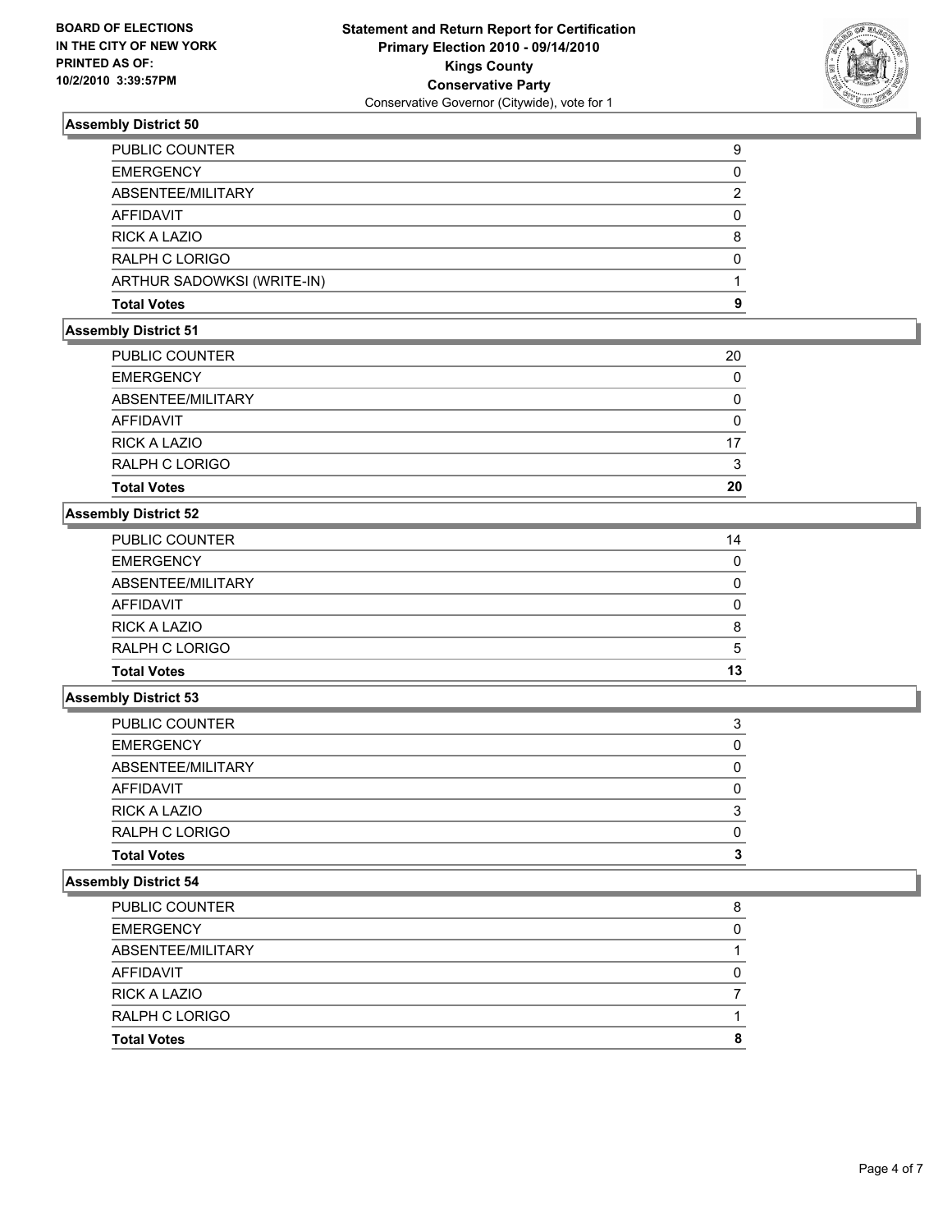**BOARD OF ELECTIONS**
**IN THE CITY OF NEW YORK**
**PRINTED AS OF:**
**10/2/2010 3:39:57PM**

**Statement and Return Report for Certification**
**Primary Election 2010 - 09/14/2010**
**Kings County**
**Conservative Party**
Conservative Governor (Citywide), vote for 1

### Assembly District 50

| | |
|---|---|
| PUBLIC COUNTER | 9 |
| EMERGENCY | 0 |
| ABSENTEE/MILITARY | 2 |
| AFFIDAVIT | 0 |
| RICK A LAZIO | 8 |
| RALPH C LORIGO | 0 |
| ARTHUR SADOWKSI (WRITE-IN) | 1 |
| **Total Votes** | **9** |

### Assembly District 51

| | |
|---|---|
| PUBLIC COUNTER | 20 |
| EMERGENCY | 0 |
| ABSENTEE/MILITARY | 0 |
| AFFIDAVIT | 0 |
| RICK A LAZIO | 17 |
| RALPH C LORIGO | 3 |
| **Total Votes** | **20** |

### Assembly District 52

| | |
|---|---|
| PUBLIC COUNTER | 14 |
| EMERGENCY | 0 |
| ABSENTEE/MILITARY | 0 |
| AFFIDAVIT | 0 |
| RICK A LAZIO | 8 |
| RALPH C LORIGO | 5 |
| **Total Votes** | **13** |

### Assembly District 53

| | |
|---|---|
| PUBLIC COUNTER | 3 |
| EMERGENCY | 0 |
| ABSENTEE/MILITARY | 0 |
| AFFIDAVIT | 0 |
| RICK A LAZIO | 3 |
| RALPH C LORIGO | 0 |
| **Total Votes** | **3** |

### Assembly District 54

| | |
|---|---|
| PUBLIC COUNTER | 8 |
| EMERGENCY | 0 |
| ABSENTEE/MILITARY | 1 |
| AFFIDAVIT | 0 |
| RICK A LAZIO | 7 |
| RALPH C LORIGO | 1 |
| **Total Votes** | **8** |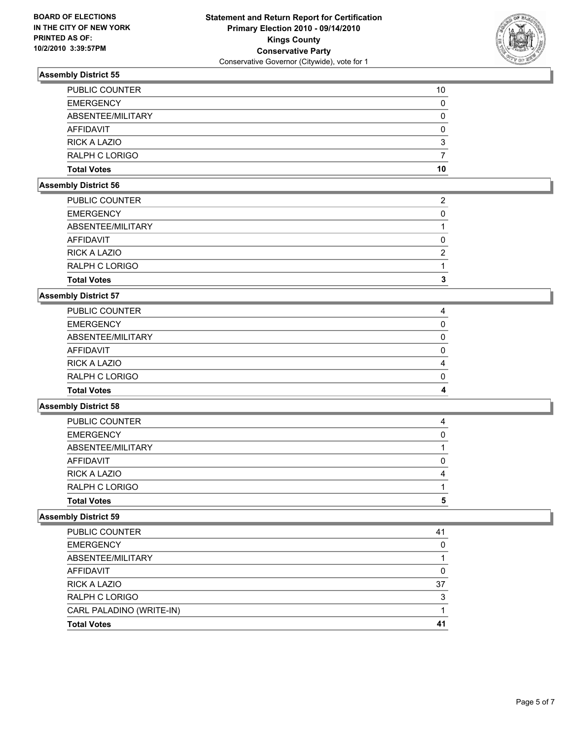**BOARD OF ELECTIONS IN THE CITY OF NEW YORK PRINTED AS OF: 10/2/2010 3:39:57PM**

**Statement and Return Report for Certification**
**Primary Election 2010 - 09/14/2010**
**Kings County**
**Conservative Party**
Conservative Governor (Citywide), vote for 1

### Assembly District 55

| | |
|---|---|
| PUBLIC COUNTER | 10 |
| EMERGENCY | 0 |
| ABSENTEE/MILITARY | 0 |
| AFFIDAVIT | 0 |
| RICK A LAZIO | 3 |
| RALPH C LORIGO | 7 |
| **Total Votes** | **10** |

### Assembly District 56

| | |
|---|---|
| PUBLIC COUNTER | 2 |
| EMERGENCY | 0 |
| ABSENTEE/MILITARY | 1 |
| AFFIDAVIT | 0 |
| RICK A LAZIO | 2 |
| RALPH C LORIGO | 1 |
| **Total Votes** | **3** |

### Assembly District 57

| | |
|---|---|
| PUBLIC COUNTER | 4 |
| EMERGENCY | 0 |
| ABSENTEE/MILITARY | 0 |
| AFFIDAVIT | 0 |
| RICK A LAZIO | 4 |
| RALPH C LORIGO | 0 |
| **Total Votes** | **4** |

### Assembly District 58

| | |
|---|---|
| PUBLIC COUNTER | 4 |
| EMERGENCY | 0 |
| ABSENTEE/MILITARY | 1 |
| AFFIDAVIT | 0 |
| RICK A LAZIO | 4 |
| RALPH C LORIGO | 1 |
| **Total Votes** | **5** |

### Assembly District 59

| | |
|---|---|
| PUBLIC COUNTER | 41 |
| EMERGENCY | 0 |
| ABSENTEE/MILITARY | 1 |
| AFFIDAVIT | 0 |
| RICK A LAZIO | 37 |
| RALPH C LORIGO | 3 |
| CARL PALADINO (WRITE-IN) | 1 |
| **Total Votes** | **41** |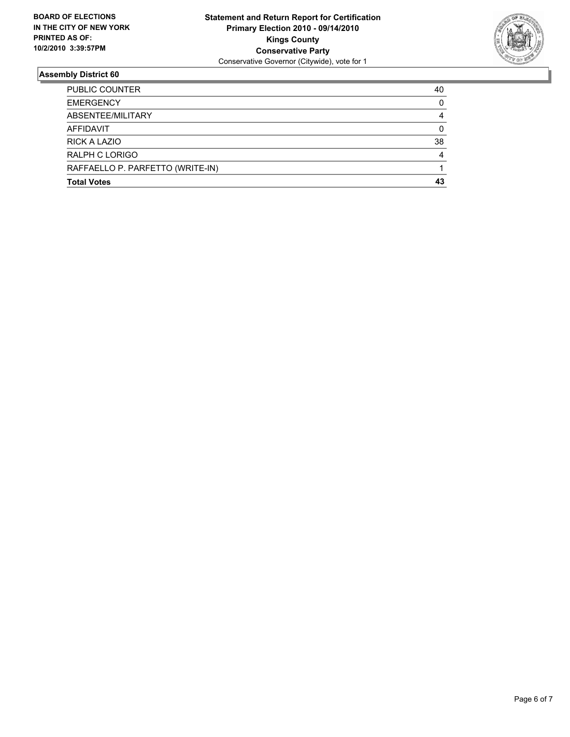**BOARD OF ELECTIONS IN THE CITY OF NEW YORK PRINTED AS OF: 10/2/2010 3:39:57PM**

**Statement and Return Report for Certification**
**Primary Election 2010 - 09/14/2010**
**Kings County**
**Conservative Party**
Conservative Governor (Citywide), vote for 1

## Assembly District 60

| | |
|---|---|
| PUBLIC COUNTER | 40 |
| EMERGENCY | 0 |
| ABSENTEE/MILITARY | 4 |
| AFFIDAVIT | 0 |
| RICK A LAZIO | 38 |
| RALPH C LORIGO | 4 |
| RAFFAELLO P. PARFETTO (WRITE-IN) | 1 |
| **Total Votes** | **43** |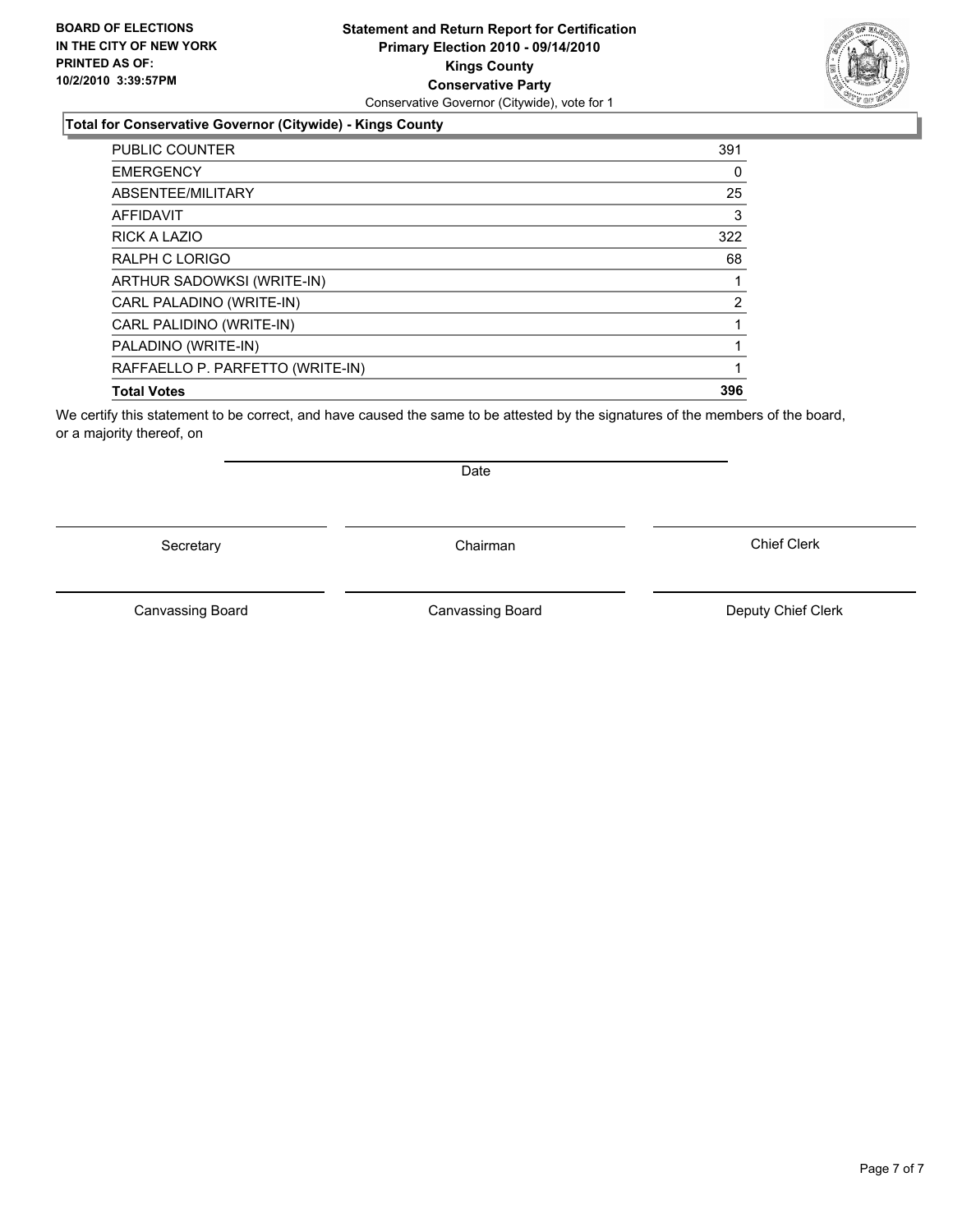**BOARD OF ELECTIONS IN THE CITY OF NEW YORK PRINTED AS OF: 10/2/2010 3:39:57PM**

# Statement and Return Report for Certification
## Primary Election 2010 - 09/14/2010
## Kings County
## Conservative Party

Conservative Governor (Citywide), vote for 1

### Total for Conservative Governor (Citywide) - Kings County

| | |
|---|---|
| PUBLIC COUNTER | 391 |
| EMERGENCY | 0 |
| ABSENTEE/MILITARY | 25 |
| AFFIDAVIT | 3 |
| RICK A LAZIO | 322 |
| RALPH C LORIGO | 68 |
| ARTHUR SADOWKSI (WRITE-IN) | 1 |
| CARL PALADINO (WRITE-IN) | 2 |
| CARL PALIDINO (WRITE-IN) | 1 |
| PALADINO (WRITE-IN) | 1 |
| RAFFAELLO P. PARFETTO (WRITE-IN) | 1 |
| **Total Votes** | **396** |

We certify this statement to be correct, and have caused the same to be attested by the signatures of the members of the board, or a majority thereof, on

Date

Secretary

Chairman

Chief Clerk

Canvassing Board

Canvassing Board

Deputy Chief Clerk